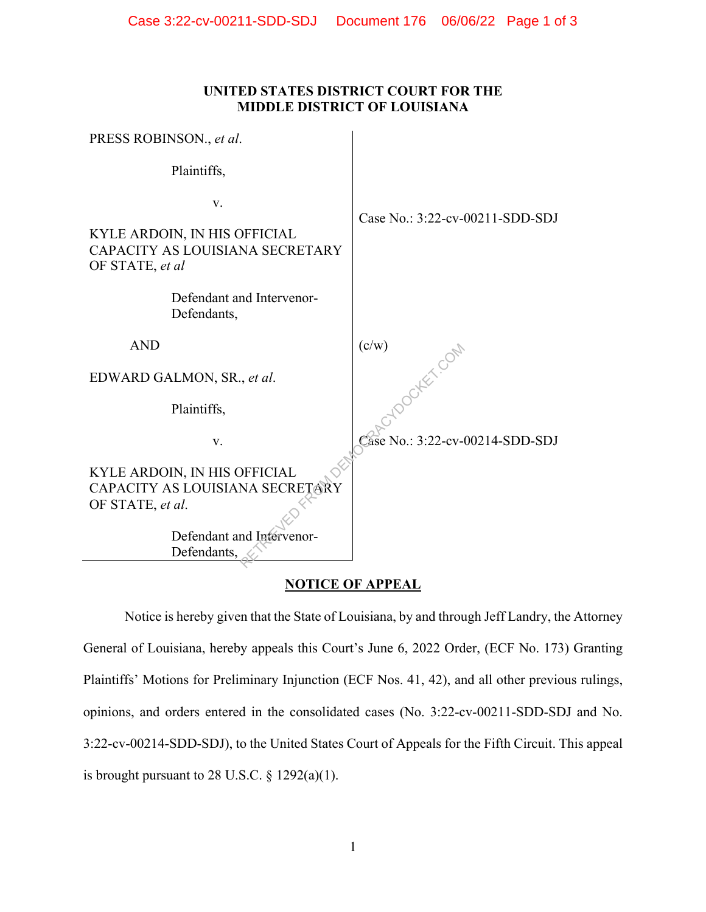**UNITED STATES DISTRICT COURT FOR THE MIDDLE DISTRICT OF LOUISIANA**

| | |
|---|---|
| PRESS ROBINSON., *et al*.<br><br>Plaintiffs,<br><br>v.<br><br>KYLE ARDOIN, IN HIS OFFICIAL CAPACITY AS LOUISIANA SECRETARY OF STATE, *et al*<br><br>Defendant and Intervenor-Defendants, | Case No.: 3:22-cv-00211-SDD-SDJ |
| AND | (c/w) |
| EDWARD GALMON, SR., *et al*.<br><br>Plaintiffs,<br><br>v.<br><br>KYLE ARDOIN, IN HIS OFFICIAL CAPACITY AS LOUISIANA SECRETARY OF STATE, *et al*.<br><br>Defendant and Intervenor-Defendants, | Case No.: 3:22-cv-00214-SDD-SDJ |

**NOTICE OF APPEAL**

Notice is hereby given that the State of Louisiana, by and through Jeff Landry, the Attorney General of Louisiana, hereby appeals this Court's June 6, 2022 Order, (ECF No. 173) Granting Plaintiffs' Motions for Preliminary Injunction (ECF Nos. 41, 42), and all other previous rulings, opinions, and orders entered in the consolidated cases (No. 3:22-cv-00211-SDD-SDJ and No. 3:22-cv-00214-SDD-SDJ), to the United States Court of Appeals for the Fifth Circuit. This appeal is brought pursuant to 28 U.S.C. § 1292(a)(1).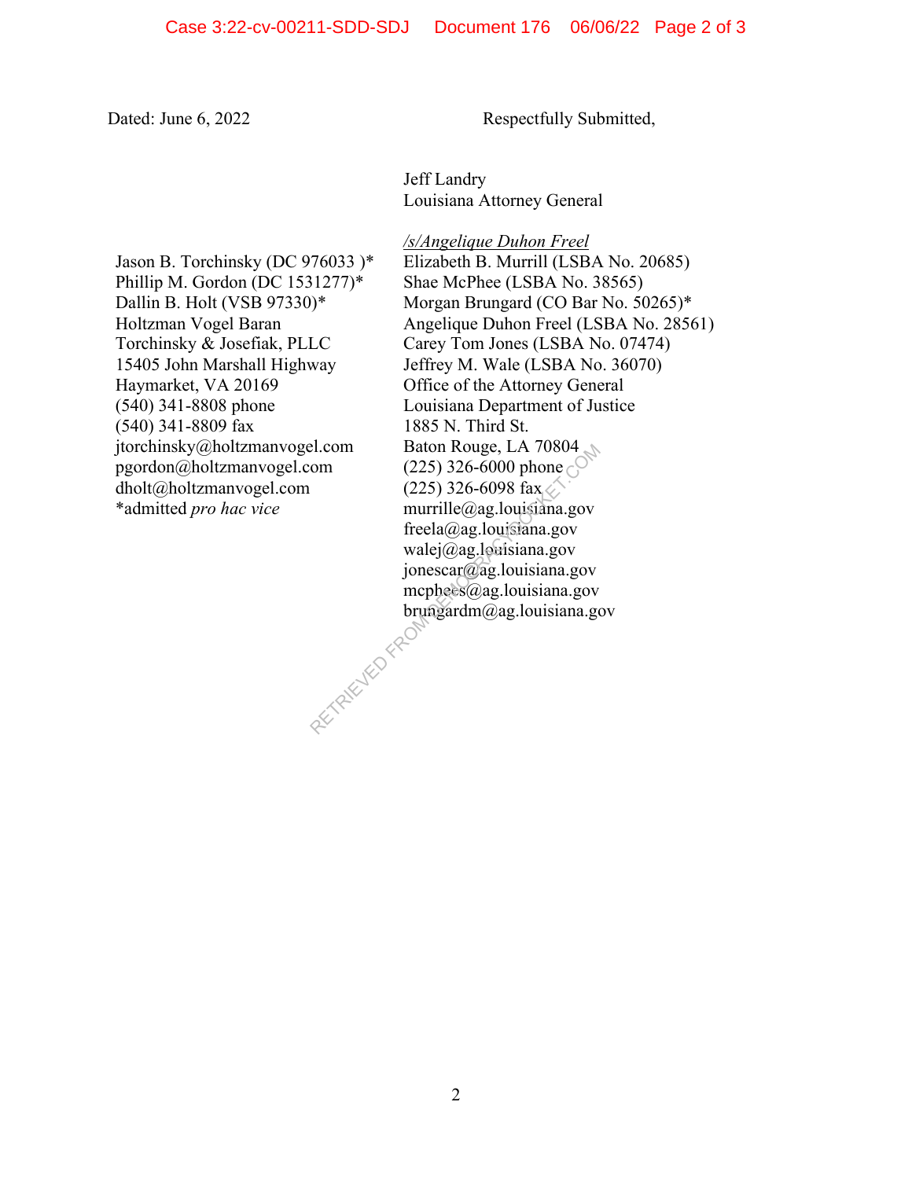Dated: June 6, 2022

Respectfully Submitted,

Jeff Landry
Louisiana Attorney General

*/s/Angelique Duhon Freel*
Elizabeth B. Murrill (LSBA No. 20685)
Shae McPhee (LSBA No. 38565)
Morgan Brungard (CO Bar No. 50265)*
Angelique Duhon Freel (LSBA No. 28561)
Carey Tom Jones (LSBA No. 07474)
Jeffrey M. Wale (LSBA No. 36070)
Office of the Attorney General
Louisiana Department of Justice
1885 N. Third St.
Baton Rouge, LA 70804
(225) 326-6000 phone
(225) 326-6098 fax
murrille@ag.louisiana.gov
freela@ag.louisiana.gov
walej@ag.louisiana.gov
jonescar@ag.louisiana.gov
mcphees@ag.louisiana.gov
brungardm@ag.louisiana.gov

Jason B. Torchinsky (DC 976033 )*
Phillip M. Gordon (DC 1531277)*
Dallin B. Holt (VSB 97330)*
Holtzman Vogel Baran
Torchinsky & Josefiak, PLLC
15405 John Marshall Highway
Haymarket, VA 20169
(540) 341-8808 phone
(540) 341-8809 fax
jtorchinsky@holtzmanvogel.com
pgordon@holtzmanvogel.com
dholt@holtzmanvogel.com
*admitted *pro hac vice*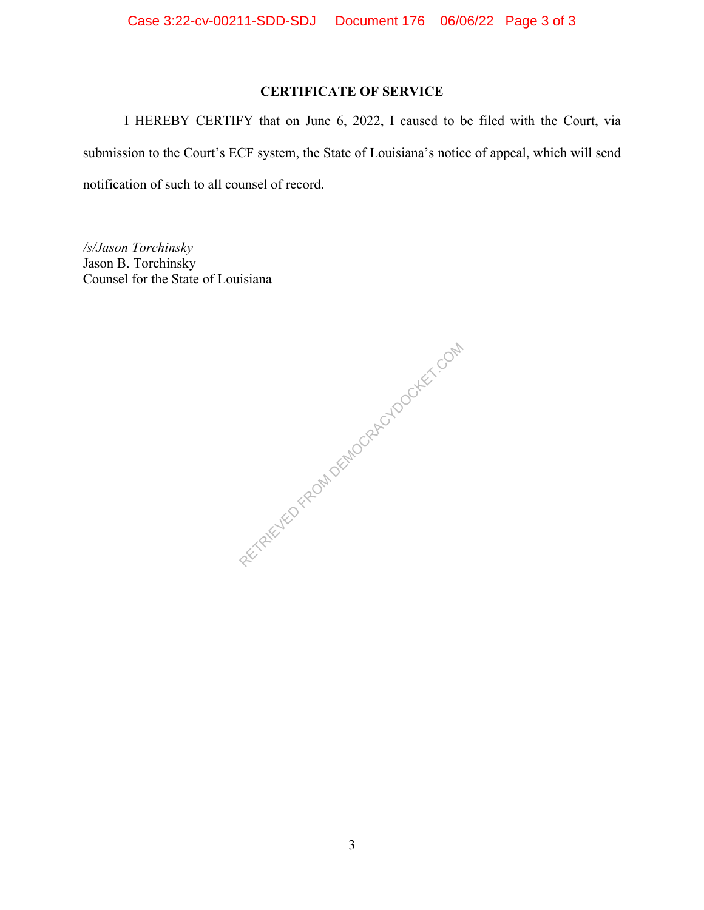## CERTIFICATE OF SERVICE

I HEREBY CERTIFY that on June 6, 2022, I caused to be filed with the Court, via submission to the Court's ECF system, the State of Louisiana's notice of appeal, which will send notification of such to all counsel of record.

*/s/Jason Torchinsky*
Jason B. Torchinsky
Counsel for the State of Louisiana